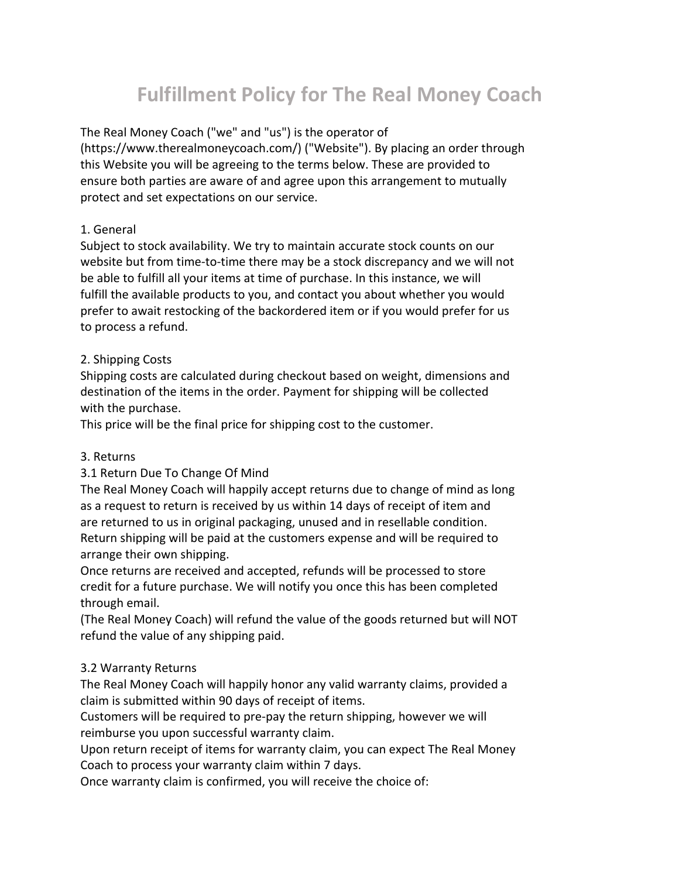# Fulfillment Policy for The Real Money Coach

The Real Money Coach ("we" and "us") is the operator of (https://www.therealmoneycoach.com/) ("Website"). By placing an order through this Website you will be agreeing to the terms below. These are provided to ensure both parties are aware of and agree upon this arrangement to mutually protect and set expectations on our service.

1. General
Subject to stock availability. We try to maintain accurate stock counts on our website but from time-to-time there may be a stock discrepancy and we will not be able to fulfill all your items at time of purchase. In this instance, we will fulfill the available products to you, and contact you about whether you would prefer to await restocking of the backordered item or if you would prefer for us to process a refund.

2. Shipping Costs
Shipping costs are calculated during checkout based on weight, dimensions and destination of the items in the order. Payment for shipping will be collected with the purchase.
This price will be the final price for shipping cost to the customer.

3. Returns
3.1 Return Due To Change Of Mind
The Real Money Coach will happily accept returns due to change of mind as long as a request to return is received by us within 14 days of receipt of item and are returned to us in original packaging, unused and in resellable condition.
Return shipping will be paid at the customers expense and will be required to arrange their own shipping.
Once returns are received and accepted, refunds will be processed to store credit for a future purchase. We will notify you once this has been completed through email.
(The Real Money Coach) will refund the value of the goods returned but will NOT refund the value of any shipping paid.

3.2 Warranty Returns
The Real Money Coach will happily honor any valid warranty claims, provided a claim is submitted within 90 days of receipt of items.
Customers will be required to pre-pay the return shipping, however we will reimburse you upon successful warranty claim.
Upon return receipt of items for warranty claim, you can expect The Real Money Coach to process your warranty claim within 7 days.
Once warranty claim is confirmed, you will receive the choice of: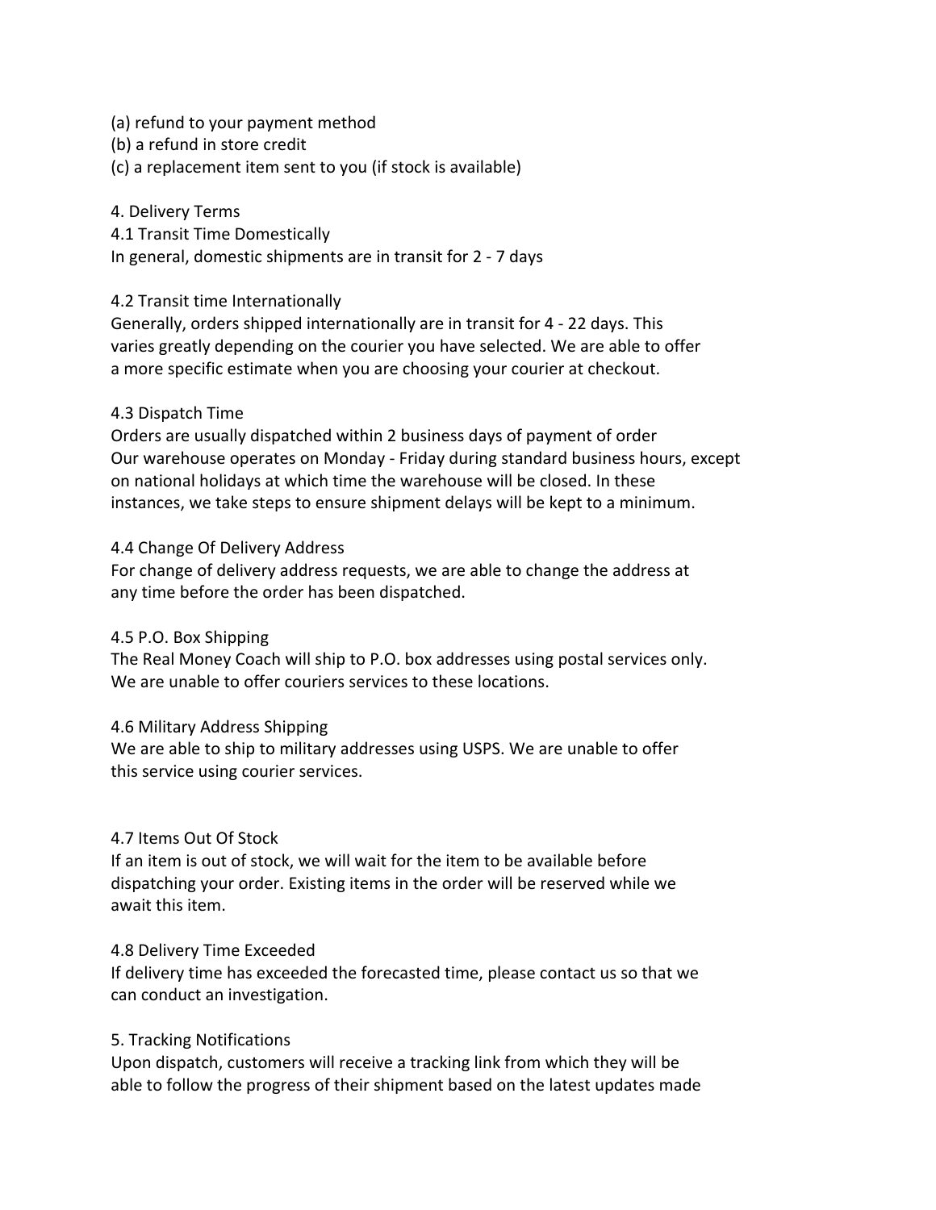(a) refund to your payment method
(b) a refund in store credit
(c) a replacement item sent to you (if stock is available)

## 4. Delivery Terms

### 4.1 Transit Time Domestically

In general, domestic shipments are in transit for 2 - 7 days

### 4.2 Transit time Internationally

Generally, orders shipped internationally are in transit for 4 - 22 days. This varies greatly depending on the courier you have selected. We are able to offer a more specific estimate when you are choosing your courier at checkout.

### 4.3 Dispatch Time

Orders are usually dispatched within 2 business days of payment of order
Our warehouse operates on Monday - Friday during standard business hours, except on national holidays at which time the warehouse will be closed. In these instances, we take steps to ensure shipment delays will be kept to a minimum.

### 4.4 Change Of Delivery Address

For change of delivery address requests, we are able to change the address at any time before the order has been dispatched.

### 4.5 P.O. Box Shipping

The Real Money Coach will ship to P.O. box addresses using postal services only. We are unable to offer couriers services to these locations.

### 4.6 Military Address Shipping

We are able to ship to military addresses using USPS. We are unable to offer this service using courier services.

### 4.7 Items Out Of Stock

If an item is out of stock, we will wait for the item to be available before dispatching your order. Existing items in the order will be reserved while we await this item.

### 4.8 Delivery Time Exceeded

If delivery time has exceeded the forecasted time, please contact us so that we can conduct an investigation.

## 5. Tracking Notifications

Upon dispatch, customers will receive a tracking link from which they will be able to follow the progress of their shipment based on the latest updates made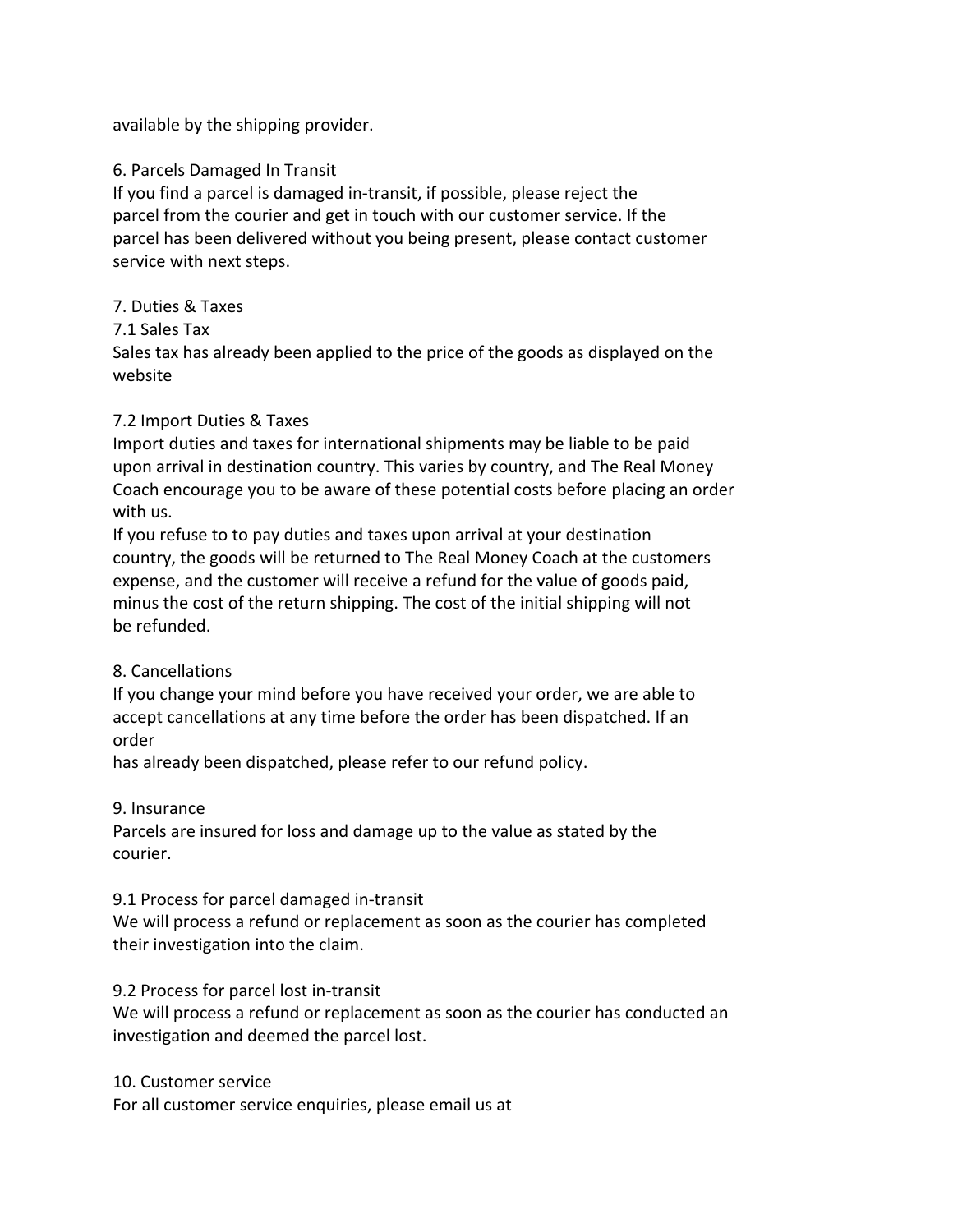available by the shipping provider.

## 6. Parcels Damaged In Transit

If you find a parcel is damaged in-transit, if possible, please reject the parcel from the courier and get in touch with our customer service. If the parcel has been delivered without you being present, please contact customer service with next steps.

## 7. Duties & Taxes

### 7.1 Sales Tax

Sales tax has already been applied to the price of the goods as displayed on the website

### 7.2 Import Duties & Taxes

Import duties and taxes for international shipments may be liable to be paid upon arrival in destination country. This varies by country, and The Real Money Coach encourage you to be aware of these potential costs before placing an order with us.

If you refuse to to pay duties and taxes upon arrival at your destination country, the goods will be returned to The Real Money Coach at the customers expense, and the customer will receive a refund for the value of goods paid, minus the cost of the return shipping. The cost of the initial shipping will not be refunded.

## 8. Cancellations

If you change your mind before you have received your order, we are able to accept cancellations at any time before the order has been dispatched. If an order
has already been dispatched, please refer to our refund policy.

## 9. Insurance

Parcels are insured for loss and damage up to the value as stated by the courier.

### 9.1 Process for parcel damaged in-transit

We will process a refund or replacement as soon as the courier has completed their investigation into the claim.

### 9.2 Process for parcel lost in-transit

We will process a refund or replacement as soon as the courier has conducted an investigation and deemed the parcel lost.

## 10. Customer service

For all customer service enquiries, please email us at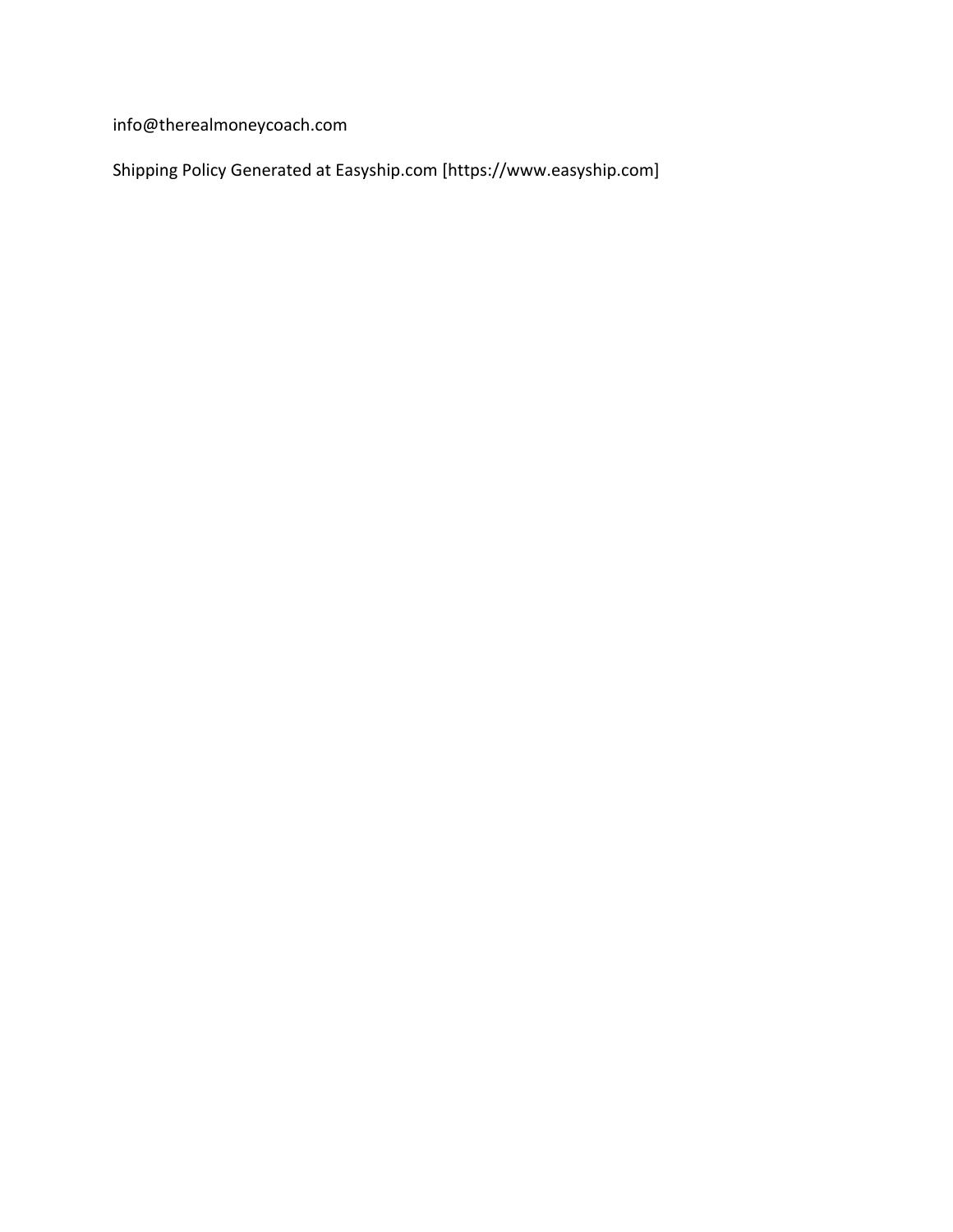info@therealmoneycoach.com

Shipping Policy Generated at Easyship.com [https://www.easyship.com]